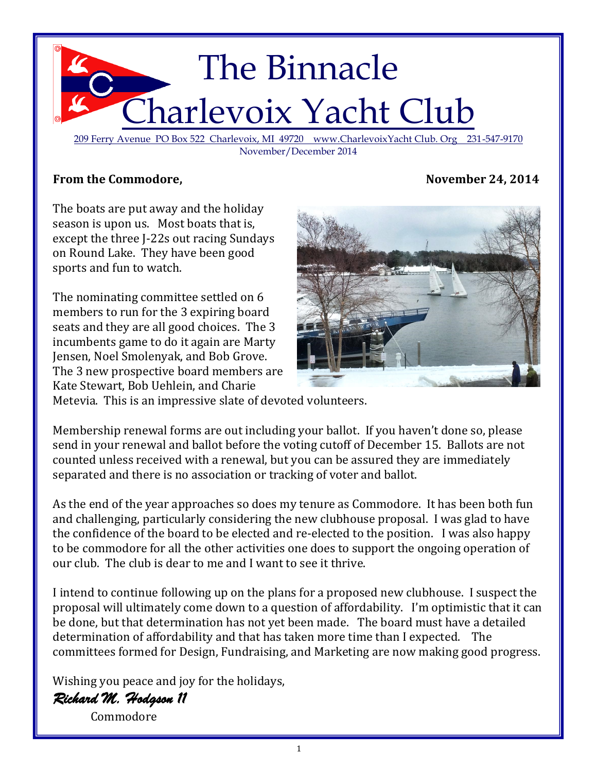# The Binnacle
# Charlevoix Yacht Club

209 Ferry Avenue PO Box 522 Charlevoix, MI 49720 www.CharlevoixYacht Club. Org 231-547-9170

November/December 2014

**From the Commodore,** **November 24, 2014**

The boats are put away and the holiday season is upon us. Most boats that is, except the three J-22s out racing Sundays on Round Lake. They have been good sports and fun to watch.

The nominating committee settled on 6 members to run for the 3 expiring board seats and they are all good choices. The 3 incumbents game to do it again are Marty Jensen, Noel Smolenyak, and Bob Grove. The 3 new prospective board members are Kate Stewart, Bob Uehlein, and Charie Metevia. This is an impressive slate of devoted volunteers.

Membership renewal forms are out including your ballot. If you haven't done so, please send in your renewal and ballot before the voting cutoff of December 15. Ballots are not counted unless received with a renewal, but you can be assured they are immediately separated and there is no association or tracking of voter and ballot.

As the end of the year approaches so does my tenure as Commodore. It has been both fun and challenging, particularly considering the new clubhouse proposal. I was glad to have the confidence of the board to be elected and re-elected to the position. I was also happy to be commodore for all the other activities one does to support the ongoing operation of our club. The club is dear to me and I want to see it thrive.

I intend to continue following up on the plans for a proposed new clubhouse. I suspect the proposal will ultimately come down to a question of affordability. I'm optimistic that it can be done, but that determination has not yet been made. The board must have a detailed determination of affordability and that has taken more time than I expected. The committees formed for Design, Fundraising, and Marketing are now making good progress.

Wishing you peace and joy for the holidays,

*Richard M. Hodgson II*

Commodore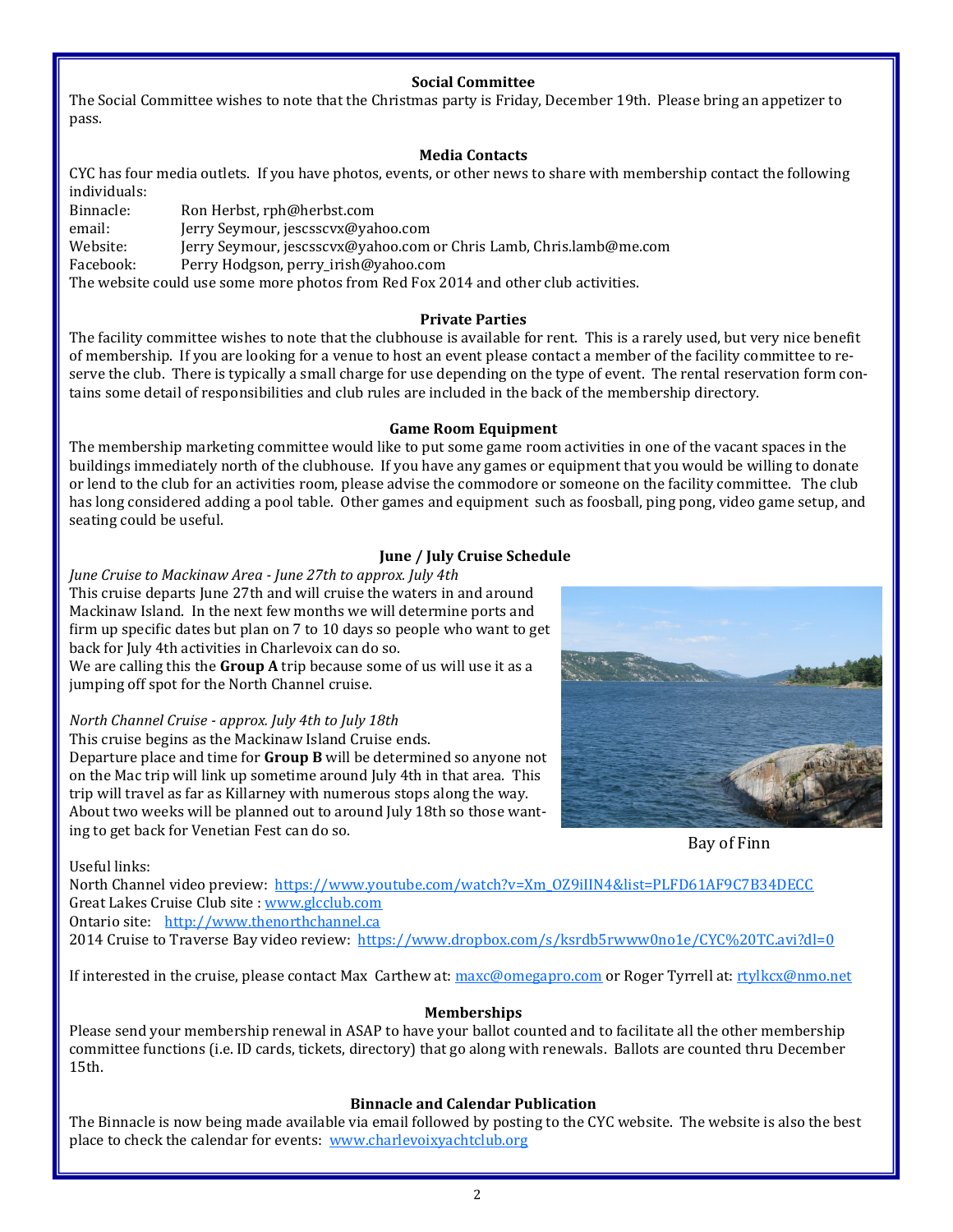### Social Committee

The Social Committee wishes to note that the Christmas party is Friday, December 19th. Please bring an appetizer to pass.

### Media Contacts

CYC has four media outlets. If you have photos, events, or other news to share with membership contact the following individuals:

Binnacle: Ron Herbst, rph@herbst.com
email: Jerry Seymour, jescsscvx@yahoo.com
Website: Jerry Seymour, jescsscvx@yahoo.com or Chris Lamb, Chris.lamb@me.com
Facebook: Perry Hodgson, perry_irish@yahoo.com

The website could use some more photos from Red Fox 2014 and other club activities.

### Private Parties

The facility committee wishes to note that the clubhouse is available for rent. This is a rarely used, but very nice benefit of membership. If you are looking for a venue to host an event please contact a member of the facility committee to reserve the club. There is typically a small charge for use depending on the type of event. The rental reservation form contains some detail of responsibilities and club rules are included in the back of the membership directory.

### Game Room Equipment

The membership marketing committee would like to put some game room activities in one of the vacant spaces in the buildings immediately north of the clubhouse. If you have any games or equipment that you would be willing to donate or lend to the club for an activities room, please advise the commodore or someone on the facility committee. The club has long considered adding a pool table. Other games and equipment such as foosball, ping pong, video game setup, and seating could be useful.

### June / July Cruise Schedule

*June Cruise to Mackinaw Area - June 27th to approx. July 4th*

This cruise departs June 27th and will cruise the waters in and around Mackinaw Island. In the next few months we will determine ports and firm up specific dates but plan on 7 to 10 days so people who want to get back for July 4th activities in Charlevoix can do so.
We are calling this the **Group A** trip because some of us will use it as a jumping off spot for the North Channel cruise.

*North Channel Cruise - approx. July 4th to July 18th*

This cruise begins as the Mackinaw Island Cruise ends.
Departure place and time for **Group B** will be determined so anyone not on the Mac trip will link up sometime around July 4th in that area. This trip will travel as far as Killarney with numerous stops along the way. About two weeks will be planned out to around July 18th so those wanting to get back for Venetian Fest can do so.

Bay of Finn

Useful links:
North Channel video preview: https://www.youtube.com/watch?v=Xm_OZ9iIIN4&list=PLFD61AF9C7B34DECC
Great Lakes Cruise Club site : www.glcclub.com
Ontario site: http://www.thenorthchannel.ca
2014 Cruise to Traverse Bay video review: https://www.dropbox.com/s/ksrdb5rwww0no1e/CYC%20TC.avi?dl=0

If interested in the cruise, please contact Max Carthew at: maxc@omegapro.com or Roger Tyrrell at: rtylkcx@nmo.net

### Memberships

Please send your membership renewal in ASAP to have your ballot counted and to facilitate all the other membership committee functions (i.e. ID cards, tickets, directory) that go along with renewals. Ballots are counted thru December 15th.

### Binnacle and Calendar Publication

The Binnacle is now being made available via email followed by posting to the CYC website. The website is also the best place to check the calendar for events: www.charlevoixyachtclub.org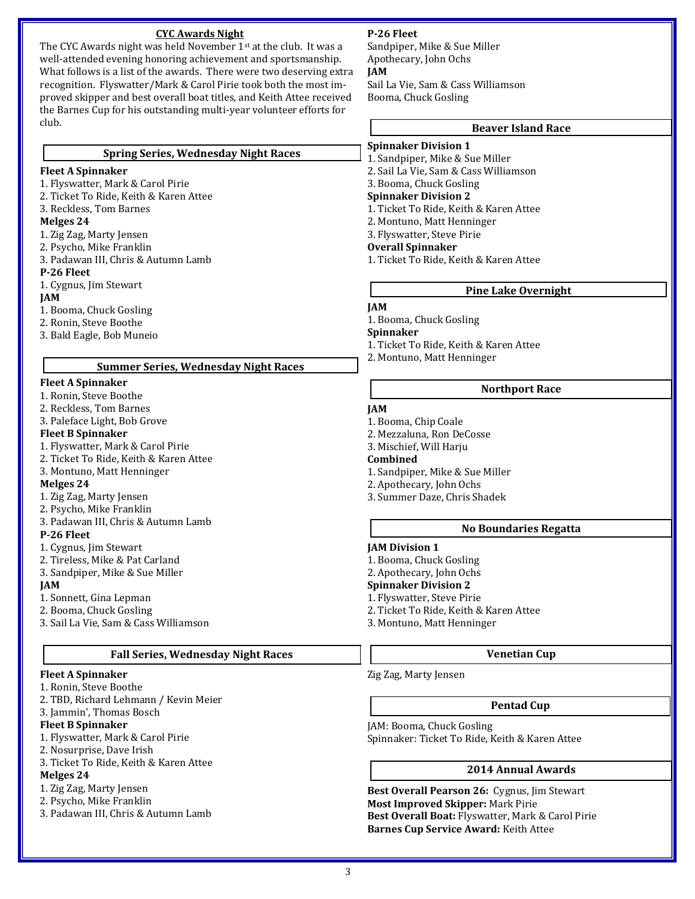## CYC Awards Night

The CYC Awards night was held November 1st at the club. It was a well-attended evening honoring achievement and sportsmanship. What follows is a list of the awards. There were two deserving extra recognition. Flyswatter/Mark & Carol Pirie took both the most improved skipper and best overall boat titles, and Keith Attee received the Barnes Cup for his outstanding multi-year volunteer efforts for club.

### Spring Series, Wednesday Night Races

**Fleet A Spinnaker**
1. Flyswatter, Mark & Carol Pirie
2. Ticket To Ride, Keith & Karen Attee
3. Reckless, Tom Barnes

**Melges 24**
1. Zig Zag, Marty Jensen
2. Psycho, Mike Franklin
3. Padawan III, Chris & Autumn Lamb

**P-26 Fleet**
1. Cygnus, Jim Stewart

**JAM**
1. Booma, Chuck Gosling
2. Ronin, Steve Boothe
3. Bald Eagle, Bob Muneio

### Summer Series, Wednesday Night Races

**Fleet A Spinnaker**
1. Ronin, Steve Boothe
2. Reckless, Tom Barnes
3. Paleface Light, Bob Grove

**Fleet B Spinnaker**
1. Flyswatter, Mark & Carol Pirie
2. Ticket To Ride, Keith & Karen Attee
3. Montuno, Matt Henninger

**Melges 24**
1. Zig Zag, Marty Jensen
2. Psycho, Mike Franklin
3. Padawan III, Chris & Autumn Lamb

**P-26 Fleet**
1. Cygnus, Jim Stewart
2. Tireless, Mike & Pat Carland
3. Sandpiper, Mike & Sue Miller

**JAM**
1. Sonnett, Gina Lepman
2. Booma, Chuck Gosling
3. Sail La Vie, Sam & Cass Williamson

### Fall Series, Wednesday Night Races

**Fleet A Spinnaker**
1. Ronin, Steve Boothe
2. TBD, Richard Lehmann / Kevin Meier
3. Jammin', Thomas Bosch

**Fleet B Spinnaker**
1. Flyswatter, Mark & Carol Pirie
2. Nosurprise, Dave Irish
3. Ticket To Ride, Keith & Karen Attee

**Melges 24**
1. Zig Zag, Marty Jensen
2. Psycho, Mike Franklin
3. Padawan III, Chris & Autumn Lamb

**P-26 Fleet**

Sandpiper, Mike & Sue Miller
Apothecary, John Ochs

**JAM**

Sail La Vie, Sam & Cass Williamson
Booma, Chuck Gosling

### Beaver Island Race

**Spinnaker Division 1**
1. Sandpiper, Mike & Sue Miller
2. Sail La Vie, Sam & Cass Williamson
3. Booma, Chuck Gosling

**Spinnaker Division 2**
1. Ticket To Ride, Keith & Karen Attee
2. Montuno, Matt Henninger
3. Flyswatter, Steve Pirie

**Overall Spinnaker**
1. Ticket To Ride, Keith & Karen Attee

### Pine Lake Overnight

**JAM**
1. Booma, Chuck Gosling

**Spinnaker**
1. Ticket To Ride, Keith & Karen Attee
2. Montuno, Matt Henninger

### Northport Race

**JAM**
1. Booma, Chip Coale
2. Mezzaluna, Ron DeCosse
3. Mischief, Will Harju

**Combined**
1. Sandpiper, Mike & Sue Miller
2. Apothecary, John Ochs
3. Summer Daze, Chris Shadek

### No Boundaries Regatta

**JAM Division 1**
1. Booma, Chuck Gosling
2. Apothecary, John Ochs

**Spinnaker Division 2**
1. Flyswatter, Steve Pirie
2. Ticket To Ride, Keith & Karen Attee
3. Montuno, Matt Henninger

### Venetian Cup

Zig Zag, Marty Jensen

### Pentad Cup

JAM: Booma, Chuck Gosling
Spinnaker: Ticket To Ride, Keith & Karen Attee

### 2014 Annual Awards

**Best Overall Pearson 26:** Cygnus, Jim Stewart
**Most Improved Skipper:** Mark Pirie
**Best Overall Boat:** Flyswatter, Mark & Carol Pirie
**Barnes Cup Service Award:** Keith Attee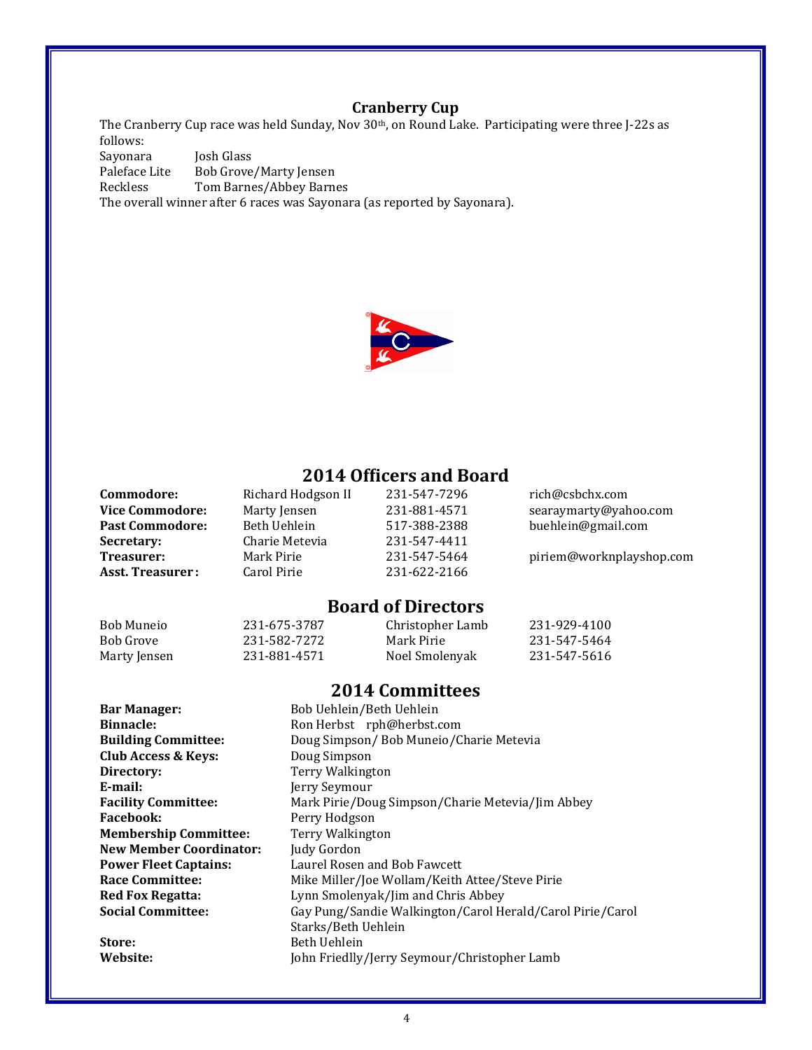## Cranberry Cup

The Cranberry Cup race was held Sunday, Nov 30th, on Round Lake. Participating were three J-22s as follows:

| | |
|---|---|
| Sayonara | Josh Glass |
| Paleface Lite | Bob Grove/Marty Jensen |
| Reckless | Tom Barnes/Abbey Barnes |

The overall winner after 6 races was Sayonara (as reported by Sayonara).

## 2014 Officers and Board

| | | | |
|---|---|---|---|
| **Commodore:** | Richard Hodgson II | 231-547-7296 | rich@csbchx.com |
| **Vice Commodore:** | Marty Jensen | 231-881-4571 | searaymarty@yahoo.com |
| **Past Commodore:** | Beth Uehlein | 517-388-2388 | buehlein@gmail.com |
| **Secretary:** | Charie Metevia | 231-547-4411 | |
| **Treasurer:** | Mark Pirie | 231-547-5464 | piriem@worknplayshop.com |
| **Asst. Treasurer:** | Carol Pirie | 231-622-2166 | |

## Board of Directors

| | | | |
|---|---|---|---|
| Bob Muneio | 231-675-3787 | Christopher Lamb | 231-929-4100 |
| Bob Grove | 231-582-7272 | Mark Pirie | 231-547-5464 |
| Marty Jensen | 231-881-4571 | Noel Smolenyak | 231-547-5616 |

## 2014 Committees

| | |
|---|---|
| **Bar Manager:** | Bob Uehlein/Beth Uehlein |
| **Binnacle:** | Ron Herbst rph@herbst.com |
| **Building Committee:** | Doug Simpson/ Bob Muneio/Charie Metevia |
| **Club Access & Keys:** | Doug Simpson |
| **Directory:** | Terry Walkington |
| **E-mail:** | Jerry Seymour |
| **Facility Committee:** | Mark Pirie/Doug Simpson/Charie Metevia/Jim Abbey |
| **Facebook:** | Perry Hodgson |
| **Membership Committee:** | Terry Walkington |
| **New Member Coordinator:** | Judy Gordon |
| **Power Fleet Captains:** | Laurel Rosen and Bob Fawcett |
| **Race Committee:** | Mike Miller/Joe Wollam/Keith Attee/Steve Pirie |
| **Red Fox Regatta:** | Lynn Smolenyak/Jim and Chris Abbey |
| **Social Committee:** | Gay Pung/Sandie Walkington/Carol Herald/Carol Pirie/Carol Starks/Beth Uehlein |
| **Store:** | Beth Uehlein |
| **Website:** | John Friedlly/Jerry Seymour/Christopher Lamb |